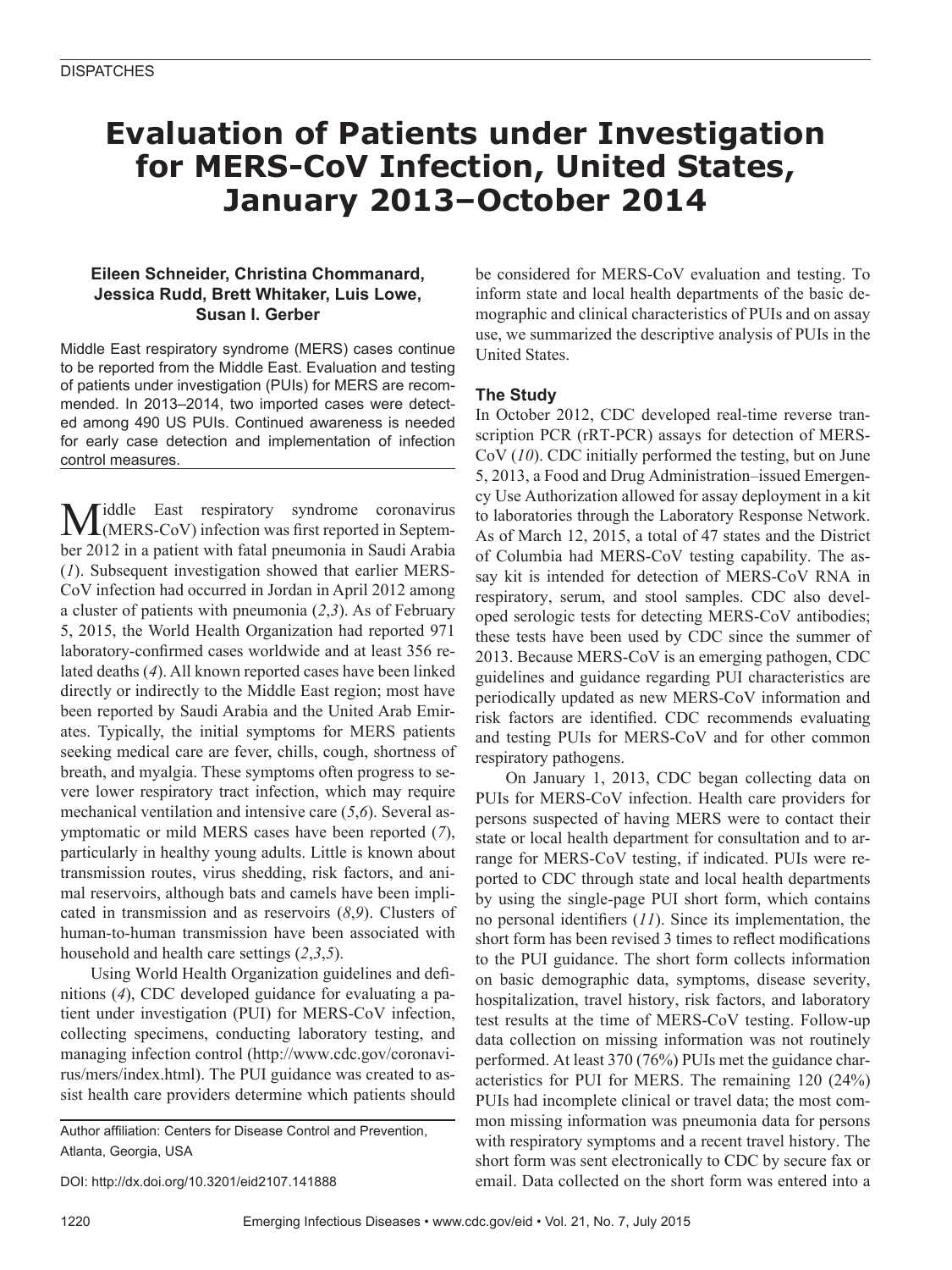DISPATCHES

# Evaluation of Patients under Investigation for MERS-CoV Infection, United States, January 2013–October 2014

**Eileen Schneider, Christina Chommanard, Jessica Rudd, Brett Whitaker, Luis Lowe, Susan I. Gerber**

Middle East respiratory syndrome (MERS) cases continue to be reported from the Middle East. Evaluation and testing of patients under investigation (PUIs) for MERS are recommended. In 2013–2014, two imported cases were detected among 490 US PUIs. Continued awareness is needed for early case detection and implementation of infection control measures.

Middle East respiratory syndrome coronavirus (MERS-CoV) infection was first reported in September 2012 in a patient with fatal pneumonia in Saudi Arabia (*1*). Subsequent investigation showed that earlier MERS-CoV infection had occurred in Jordan in April 2012 among a cluster of patients with pneumonia (*2*,*3*). As of February 5, 2015, the World Health Organization had reported 971 laboratory-confirmed cases worldwide and at least 356 related deaths (*4*). All known reported cases have been linked directly or indirectly to the Middle East region; most have been reported by Saudi Arabia and the United Arab Emirates. Typically, the initial symptoms for MERS patients seeking medical care are fever, chills, cough, shortness of breath, and myalgia. These symptoms often progress to severe lower respiratory tract infection, which may require mechanical ventilation and intensive care (*5*,*6*). Several asymptomatic or mild MERS cases have been reported (*7*), particularly in healthy young adults. Little is known about transmission routes, virus shedding, risk factors, and animal reservoirs, although bats and camels have been implicated in transmission and as reservoirs (*8*,*9*). Clusters of human-to-human transmission have been associated with household and health care settings (*2*,*3*,*5*).

Using World Health Organization guidelines and definitions (*4*), CDC developed guidance for evaluating a patient under investigation (PUI) for MERS-CoV infection, collecting specimens, conducting laboratory testing, and managing infection control (http://www.cdc.gov/coronavirus/mers/index.html). The PUI guidance was created to assist health care providers determine which patients should be considered for MERS-CoV evaluation and testing. To inform state and local health departments of the basic demographic and clinical characteristics of PUIs and on assay use, we summarized the descriptive analysis of PUIs in the United States.

## The Study

In October 2012, CDC developed real-time reverse transcription PCR (rRT-PCR) assays for detection of MERS-CoV (*10*). CDC initially performed the testing, but on June 5, 2013, a Food and Drug Administration–issued Emergency Use Authorization allowed for assay deployment in a kit to laboratories through the Laboratory Response Network. As of March 12, 2015, a total of 47 states and the District of Columbia had MERS-CoV testing capability. The assay kit is intended for detection of MERS-CoV RNA in respiratory, serum, and stool samples. CDC also developed serologic tests for detecting MERS-CoV antibodies; these tests have been used by CDC since the summer of 2013. Because MERS-CoV is an emerging pathogen, CDC guidelines and guidance regarding PUI characteristics are periodically updated as new MERS-CoV information and risk factors are identified. CDC recommends evaluating and testing PUIs for MERS-CoV and for other common respiratory pathogens.

On January 1, 2013, CDC began collecting data on PUIs for MERS-CoV infection. Health care providers for persons suspected of having MERS were to contact their state or local health department for consultation and to arrange for MERS-CoV testing, if indicated. PUIs were reported to CDC through state and local health departments by using the single-page PUI short form, which contains no personal identifiers (*11*). Since its implementation, the short form has been revised 3 times to reflect modifications to the PUI guidance. The short form collects information on basic demographic data, symptoms, disease severity, hospitalization, travel history, risk factors, and laboratory test results at the time of MERS-CoV testing. Follow-up data collection on missing information was not routinely performed. At least 370 (76%) PUIs met the guidance characteristics for PUI for MERS. The remaining 120 (24%) PUIs had incomplete clinical or travel data; the most common missing information was pneumonia data for persons with respiratory symptoms and a recent travel history. The short form was sent electronically to CDC by secure fax or email. Data collected on the short form was entered into a

Author affiliation: Centers for Disease Control and Prevention, Atlanta, Georgia, USA

DOI: http://dx.doi.org/10.3201/eid2107.141888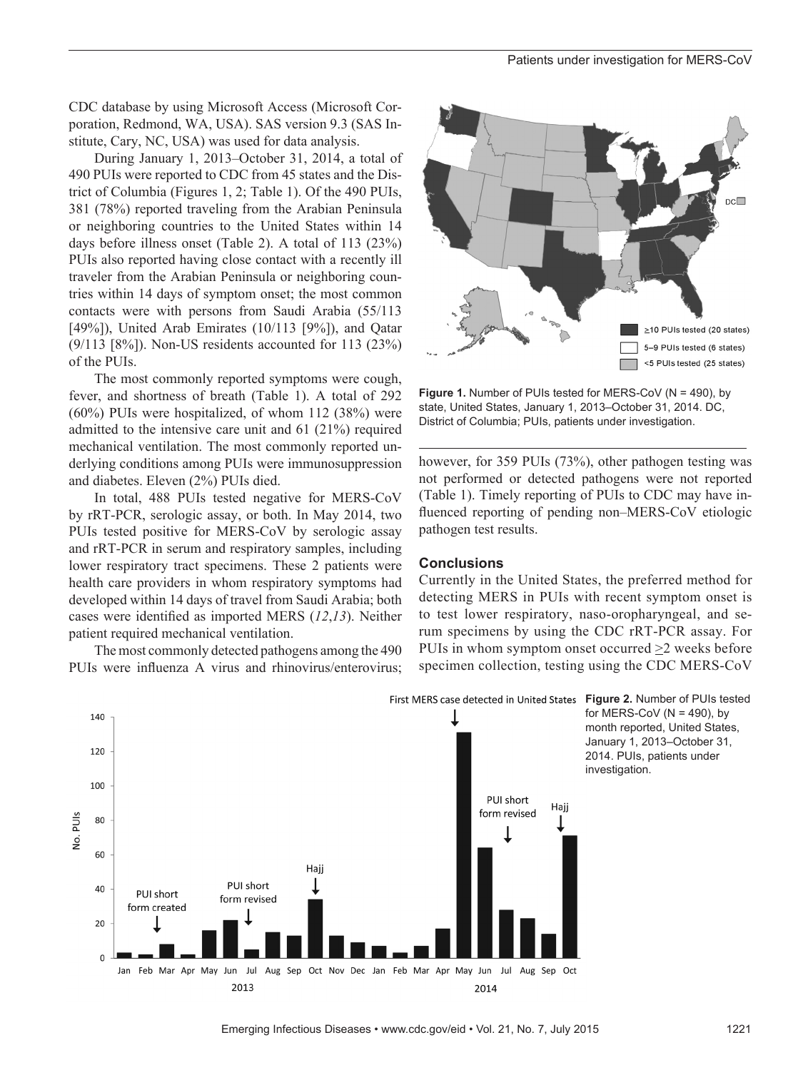CDC database by using Microsoft Access (Microsoft Corporation, Redmond, WA, USA). SAS version 9.3 (SAS Institute, Cary, NC, USA) was used for data analysis.

During January 1, 2013–October 31, 2014, a total of 490 PUIs were reported to CDC from 45 states and the District of Columbia (Figures 1, 2; Table 1). Of the 490 PUIs, 381 (78%) reported traveling from the Arabian Peninsula or neighboring countries to the United States within 14 days before illness onset (Table 2). A total of 113 (23%) PUIs also reported having close contact with a recently ill traveler from the Arabian Peninsula or neighboring countries within 14 days of symptom onset; the most common contacts were with persons from Saudi Arabia (55/113 [49%]), United Arab Emirates (10/113 [9%]), and Qatar (9/113 [8%]). Non-US residents accounted for 113 (23%) of the PUIs.

The most commonly reported symptoms were cough, fever, and shortness of breath (Table 1). A total of 292 (60%) PUIs were hospitalized, of whom 112 (38%) were admitted to the intensive care unit and 61 (21%) required mechanical ventilation. The most commonly reported underlying conditions among PUIs were immunosuppression and diabetes. Eleven (2%) PUIs died.

In total, 488 PUIs tested negative for MERS-CoV by rRT-PCR, serologic assay, or both. In May 2014, two PUIs tested positive for MERS-CoV by serologic assay and rRT-PCR in serum and respiratory samples, including lower respiratory tract specimens. These 2 patients were health care providers in whom respiratory symptoms had developed within 14 days of travel from Saudi Arabia; both cases were identified as imported MERS (*12*,*13*). Neither patient required mechanical ventilation.

The most commonly detected pathogens among the 490 PUIs were influenza A virus and rhinovirus/enterovirus; however, for 359 PUIs (73%), other pathogen testing was not performed or detected pathogens were not reported (Table 1). Timely reporting of PUIs to CDC may have influenced reporting of pending non–MERS-CoV etiologic pathogen test results.

**Figure 1.** Number of PUIs tested for MERS-CoV (N = 490), by state, United States, January 1, 2013–October 31, 2014. DC, District of Columbia; PUIs, patients under investigation.

## Conclusions

Currently in the United States, the preferred method for detecting MERS in PUIs with recent symptom onset is to test lower respiratory, naso-oropharyngeal, and serum specimens by using the CDC rRT-PCR assay. For PUIs in whom symptom onset occurred ≥2 weeks before specimen collection, testing using the CDC MERS-CoV

**Figure 2.** Number of PUIs tested for MERS-CoV (N = 490), by month reported, United States, January 1, 2013–October 31, 2014. PUIs, patients under investigation.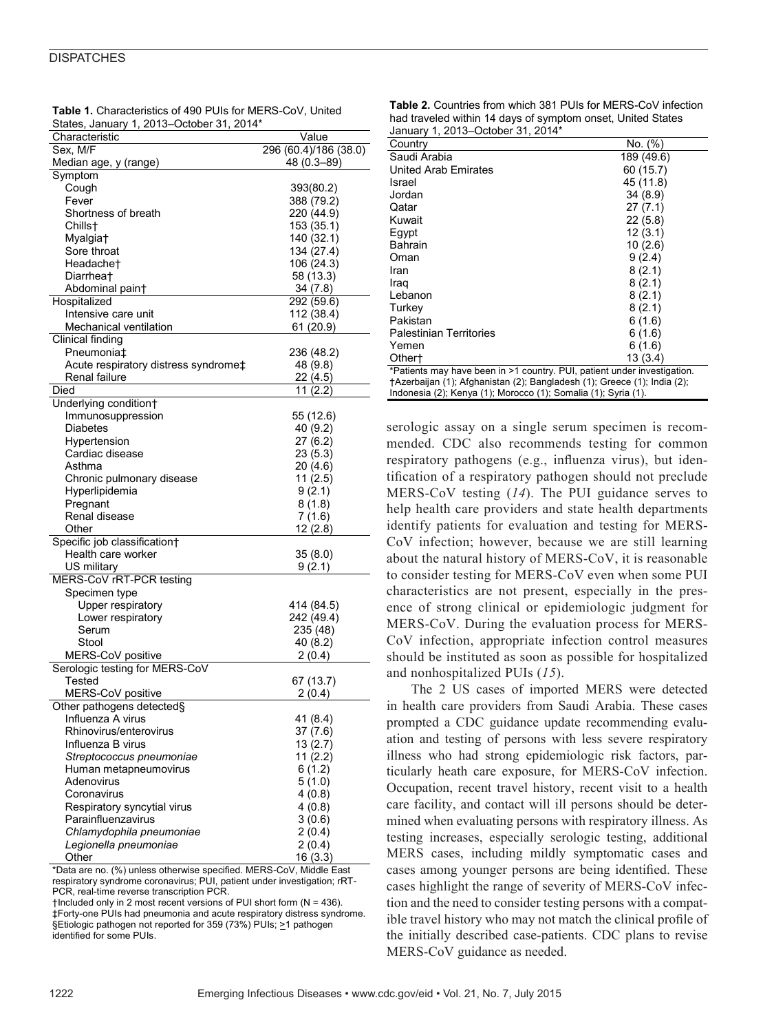**Table 1.** Characteristics of 490 PUIs for MERS-CoV, United States, January 1, 2013–October 31, 2014*

| Characteristic | Value |
|---|---|
| Sex, M/F | 296 (60.4)/186 (38.0) |
| Median age, y (range) | 48 (0.3–89) |
| Symptom | |
| Cough | 393(80.2) |
| Fever | 388 (79.2) |
| Shortness of breath | 220 (44.9) |
| Chills† | 153 (35.1) |
| Myalgia† | 140 (32.1) |
| Sore throat | 134 (27.4) |
| Headache† | 106 (24.3) |
| Diarrhea† | 58 (13.3) |
| Abdominal pain† | 34 (7.8) |
| Hospitalized | 292 (59.6) |
| Intensive care unit | 112 (38.4) |
| Mechanical ventilation | 61 (20.9) |
| Clinical finding | |
| Pneumonia‡ | 236 (48.2) |
| Acute respiratory distress syndrome‡ | 48 (9.8) |
| Renal failure | 22 (4.5) |
| Died | 11 (2.2) |
| Underlying condition† | |
| Immunosuppression | 55 (12.6) |
| Diabetes | 40 (9.2) |
| Hypertension | 27 (6.2) |
| Cardiac disease | 23 (5.3) |
| Asthma | 20 (4.6) |
| Chronic pulmonary disease | 11 (2.5) |
| Hyperlipidemia | 9 (2.1) |
| Pregnant | 8 (1.8) |
| Renal disease | 7 (1.6) |
| Other | 12 (2.8) |
| Specific job classification† | |
| Health care worker | 35 (8.0) |
| US military | 9 (2.1) |
| MERS-CoV rRT-PCR testing | |
| Specimen type | |
| Upper respiratory | 414 (84.5) |
| Lower respiratory | 242 (49.4) |
| Serum | 235 (48) |
| Stool | 40 (8.2) |
| MERS-CoV positive | 2 (0.4) |
| Serologic testing for MERS-CoV | |
| Tested | 67 (13.7) |
| MERS-CoV positive | 2 (0.4) |
| Other pathogens detected§ | |
| Influenza A virus | 41 (8.4) |
| Rhinovirus/enterovirus | 37 (7.6) |
| Influenza B virus | 13 (2.7) |
| *Streptococcus pneumoniae* | 11 (2.2) |
| Human metapneumovirus | 6 (1.2) |
| Adenovirus | 5 (1.0) |
| Coronavirus | 4 (0.8) |
| Respiratory syncytial virus | 4 (0.8) |
| Parainfluenzavirus | 3 (0.6) |
| *Chlamydophila pneumoniae* | 2 (0.4) |
| *Legionella pneumoniae* | 2 (0.4) |
| Other | 16 (3.3) |

*Data are no. (%) unless otherwise specified. MERS-CoV, Middle East respiratory syndrome coronavirus; PUI, patient under investigation; rRT-PCR, real-time reverse transcription PCR.
†Included only in 2 most recent versions of PUI short form (N = 436).
‡Forty-one PUIs had pneumonia and acute respiratory distress syndrome.
§Etiologic pathogen not reported for 359 (73%) PUIs; ≥1 pathogen identified for some PUIs.

**Table 2.** Countries from which 381 PUIs for MERS-CoV infection had traveled within 14 days of symptom onset, United States January 1, 2013–October 31, 2014*

| Country | No. (%) |
|---|---|
| Saudi Arabia | 189 (49.6) |
| United Arab Emirates | 60 (15.7) |
| Israel | 45 (11.8) |
| Jordan | 34 (8.9) |
| Qatar | 27 (7.1) |
| Kuwait | 22 (5.8) |
| Egypt | 12 (3.1) |
| Bahrain | 10 (2.6) |
| Oman | 9 (2.4) |
| Iran | 8 (2.1) |
| Iraq | 8 (2.1) |
| Lebanon | 8 (2.1) |
| Turkey | 8 (2.1) |
| Pakistan | 6 (1.6) |
| Palestinian Territories | 6 (1.6) |
| Yemen | 6 (1.6) |
| Other† | 13 (3.4) |

*Patients may have been in >1 country. PUI, patient under investigation.
†Azerbaijan (1); Afghanistan (2); Bangladesh (1); Greece (1); India (2); Indonesia (2); Kenya (1); Morocco (1); Somalia (1); Syria (1).

serologic assay on a single serum specimen is recommended. CDC also recommends testing for common respiratory pathogens (e.g., influenza virus), but identification of a respiratory pathogen should not preclude MERS-CoV testing (*14*). The PUI guidance serves to help health care providers and state health departments identify patients for evaluation and testing for MERS-CoV infection; however, because we are still learning about the natural history of MERS-CoV, it is reasonable to consider testing for MERS-CoV even when some PUI characteristics are not present, especially in the presence of strong clinical or epidemiologic judgment for MERS-CoV. During the evaluation process for MERS-CoV infection, appropriate infection control measures should be instituted as soon as possible for hospitalized and nonhospitalized PUIs (*15*).

The 2 US cases of imported MERS were detected in health care providers from Saudi Arabia. These cases prompted a CDC guidance update recommending evaluation and testing of persons with less severe respiratory illness who had strong epidemiologic risk factors, particularly heath care exposure, for MERS-CoV infection. Occupation, recent travel history, recent visit to a health care facility, and contact will ill persons should be determined when evaluating persons with respiratory illness. As testing increases, especially serologic testing, additional MERS cases, including mildly symptomatic cases and cases among younger persons are being identified. These cases highlight the range of severity of MERS-CoV infection and the need to consider testing persons with a compatible travel history who may not match the clinical profile of the initially described case-patients. CDC plans to revise MERS-CoV guidance as needed.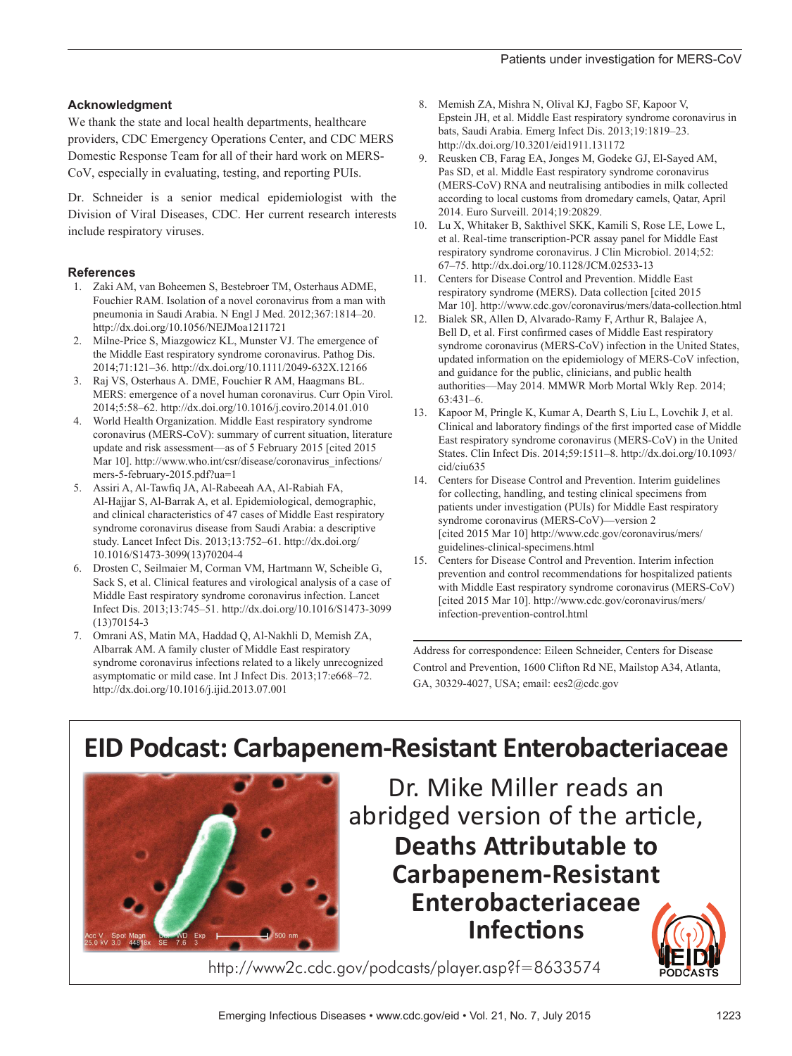### Acknowledgment

We thank the state and local health departments, healthcare providers, CDC Emergency Operations Center, and CDC MERS Domestic Response Team for all of their hard work on MERS-CoV, especially in evaluating, testing, and reporting PUIs.

Dr. Schneider is a senior medical epidemiologist with the Division of Viral Diseases, CDC. Her current research interests include respiratory viruses.

### References

1. Zaki AM, van Boheemen S, Bestebroer TM, Osterhaus ADME, Fouchier RAM. Isolation of a novel coronavirus from a man with pneumonia in Saudi Arabia. N Engl J Med. 2012;367:1814–20. http://dx.doi.org/10.1056/NEJMoa1211721
2. Milne-Price S, Miazgowicz KL, Munster VJ. The emergence of the Middle East respiratory syndrome coronavirus. Pathog Dis. 2014;71:121–36. http://dx.doi.org/10.1111/2049-632X.12166
3. Raj VS, Osterhaus A. DME, Fouchier R AM, Haagmans BL. MERS: emergence of a novel human coronavirus. Curr Opin Virol. 2014;5:58–62. http://dx.doi.org/10.1016/j.coviro.2014.01.010
4. World Health Organization. Middle East respiratory syndrome coronavirus (MERS-CoV): summary of current situation, literature update and risk assessment—as of 5 February 2015 [cited 2015 Mar 10]. http://www.who.int/csr/disease/coronavirus_infections/mers-5-february-2015.pdf?ua=1
5. Assiri A, Al-Tawfiq JA, Al-Rabeeah AA, Al-Rabiah FA, Al-Hajjar S, Al-Barrak A, et al. Epidemiological, demographic, and clinical characteristics of 47 cases of Middle East respiratory syndrome coronavirus disease from Saudi Arabia: a descriptive study. Lancet Infect Dis. 2013;13:752–61. http://dx.doi.org/10.1016/S1473-3099(13)70204-4
6. Drosten C, Seilmaier M, Corman VM, Hartmann W, Scheible G, Sack S, et al. Clinical features and virological analysis of a case of Middle East respiratory syndrome coronavirus infection. Lancet Infect Dis. 2013;13:745–51. http://dx.doi.org/10.1016/S1473-3099(13)70154-3
7. Omrani AS, Matin MA, Haddad Q, Al-Nakhli D, Memish ZA, Albarrak AM. A family cluster of Middle East respiratory syndrome coronavirus infections related to a likely unrecognized asymptomatic or mild case. Int J Infect Dis. 2013;17:e668–72. http://dx.doi.org/10.1016/j.ijid.2013.07.001
8. Memish ZA, Mishra N, Olival KJ, Fagbo SF, Kapoor V, Epstein JH, et al. Middle East respiratory syndrome coronavirus in bats, Saudi Arabia. Emerg Infect Dis. 2013;19:1819–23. http://dx.doi.org/10.3201/eid1911.131172
9. Reusken CB, Farag EA, Jonges M, Godeke GJ, El-Sayed AM, Pas SD, et al. Middle East respiratory syndrome coronavirus (MERS-CoV) RNA and neutralising antibodies in milk collected according to local customs from dromedary camels, Qatar, April 2014. Euro Surveill. 2014;19:20829.
10. Lu X, Whitaker B, Sakthivel SKK, Kamili S, Rose LE, Lowe L, et al. Real-time transcription-PCR assay panel for Middle East respiratory syndrome coronavirus. J Clin Microbiol. 2014;52:67–75. http://dx.doi.org/10.1128/JCM.02533-13
11. Centers for Disease Control and Prevention. Middle East respiratory syndrome (MERS). Data collection [cited 2015 Mar 10]. http://www.cdc.gov/coronavirus/mers/data-collection.html
12. Bialek SR, Allen D, Alvarado-Ramy F, Arthur R, Balajee A, Bell D, et al. First confirmed cases of Middle East respiratory syndrome coronavirus (MERS-CoV) infection in the United States, updated information on the epidemiology of MERS-CoV infection, and guidance for the public, clinicians, and public health authorities—May 2014. MMWR Morb Mortal Wkly Rep. 2014;63:431–6.
13. Kapoor M, Pringle K, Kumar A, Dearth S, Liu L, Lovchik J, et al. Clinical and laboratory findings of the first imported case of Middle East respiratory syndrome coronavirus (MERS-CoV) in the United States. Clin Infect Dis. 2014;59:1511–8. http://dx.doi.org/10.1093/cid/ciu635
14. Centers for Disease Control and Prevention. Interim guidelines for collecting, handling, and testing clinical specimens from patients under investigation (PUIs) for Middle East respiratory syndrome coronavirus (MERS-CoV)—version 2 [cited 2015 Mar 10] http://www.cdc.gov/coronavirus/mers/guidelines-clinical-specimens.html
15. Centers for Disease Control and Prevention. Interim infection prevention and control recommendations for hospitalized patients with Middle East respiratory syndrome coronavirus (MERS-CoV) [cited 2015 Mar 10]. http://www.cdc.gov/coronavirus/mers/infection-prevention-control.html

Address for correspondence: Eileen Schneider, Centers for Disease Control and Prevention, 1600 Clifton Rd NE, Mailstop A34, Atlanta, GA, 30329-4027, USA; email: ees2@cdc.gov

## EID Podcast: Carbapenem-Resistant Enterobacteriaceae

Dr. Mike Miller reads an abridged version of the article, **Deaths Attributable to Carbapenem-Resistant Enterobacteriaceae Infections**

http://www2c.cdc.gov/podcasts/player.asp?f=8633574